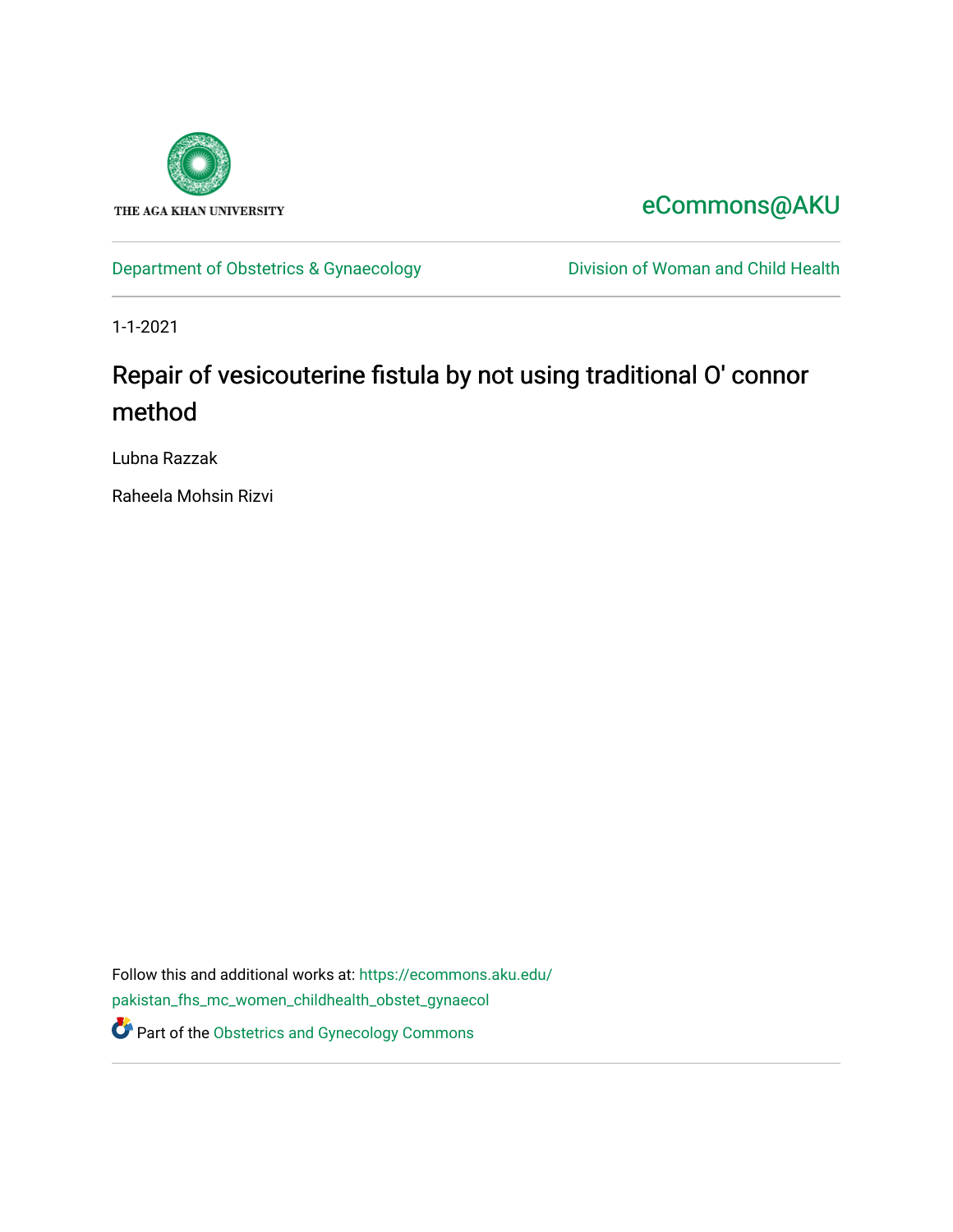THE AGA KHAN UNIVERSITY

eCommons@AKU

Department of Obstetrics & Gynaecology | Division of Woman and Child Health

1-1-2021

# Repair of vesicouterine fistula by not using traditional O' connor method

Lubna Razzak

Raheela Mohsin Rizvi

Follow this and additional works at: https://ecommons.aku.edu/pakistan_fhs_mc_women_childhealth_obstet_gynaecol

Part of the Obstetrics and Gynecology Commons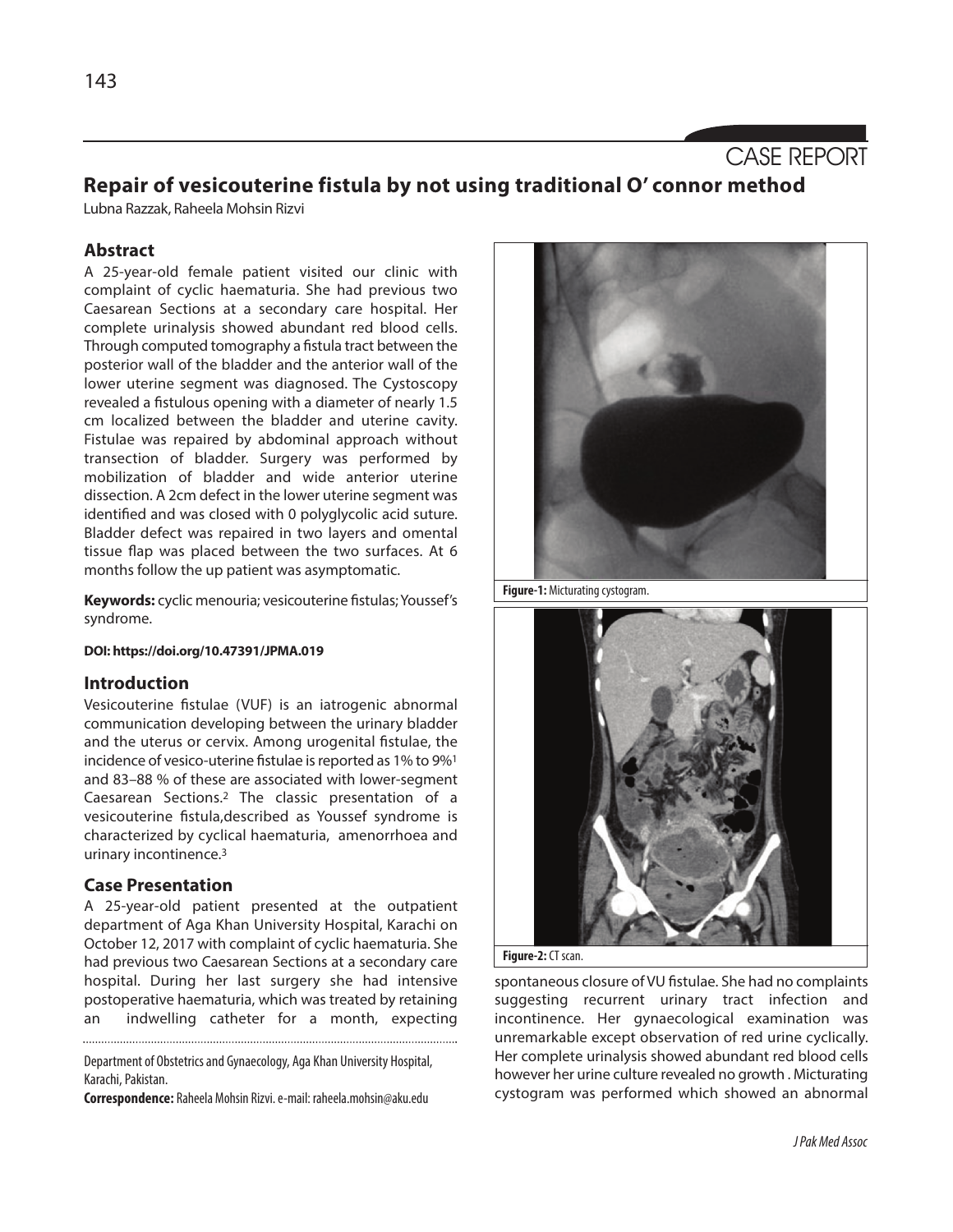CASE REPORT

# Repair of vesicouterine fistula by not using traditional O' connor method

Lubna Razzak, Raheela Mohsin Rizvi

## Abstract

A 25-year-old female patient visited our clinic with complaint of cyclic haematuria. She had previous two Caesarean Sections at a secondary care hospital. Her complete urinalysis showed abundant red blood cells. Through computed tomography a fistula tract between the posterior wall of the bladder and the anterior wall of the lower uterine segment was diagnosed. The Cystoscopy revealed a fistulous opening with a diameter of nearly 1.5 cm localized between the bladder and uterine cavity. Fistulae was repaired by abdominal approach without transection of bladder. Surgery was performed by mobilization of bladder and wide anterior uterine dissection. A 2cm defect in the lower uterine segment was identified and was closed with 0 polyglycolic acid suture. Bladder defect was repaired in two layers and omental tissue flap was placed between the two surfaces. At 6 months follow the up patient was asymptomatic.

**Keywords:** cyclic menouria; vesicouterine fistulas; Youssef's syndrome.

**DOI: https://doi.org/10.47391/JPMA.019**

## Introduction

Vesicouterine fistulae (VUF) is an iatrogenic abnormal communication developing between the urinary bladder and the uterus or cervix. Among urogenital fistulae, the incidence of vesico-uterine fistulae is reported as 1% to 9%[1] and 83–88 % of these are associated with lower-segment Caesarean Sections.[2] The classic presentation of a vesicouterine fistula,described as Youssef syndrome is characterized by cyclical haematuria, amenorrhoea and urinary incontinence.[3]

## Case Presentation

A 25-year-old patient presented at the outpatient department of Aga Khan University Hospital, Karachi on October 12, 2017 with complaint of cyclic haematuria. She had previous two Caesarean Sections at a secondary care hospital. During her last surgery she had intensive postoperative haematuria, which was treated by retaining an indwelling catheter for a month, expecting spontaneous closure of VU fistulae. She had no complaints suggesting recurrent urinary tract infection and incontinence. Her gynaecological examination was unremarkable except observation of red urine cyclically. Her complete urinalysis showed abundant red blood cells however her urine culture revealed no growth . Micturating cystogram was performed which showed an abnormal

Department of Obstetrics and Gynaecology, Aga Khan University Hospital, Karachi, Pakistan.

**Correspondence:** Raheela Mohsin Rizvi. e-mail: raheela.mohsin@aku.edu

**Figure-1:** Micturating cystogram.

**Figure-2:** CT scan.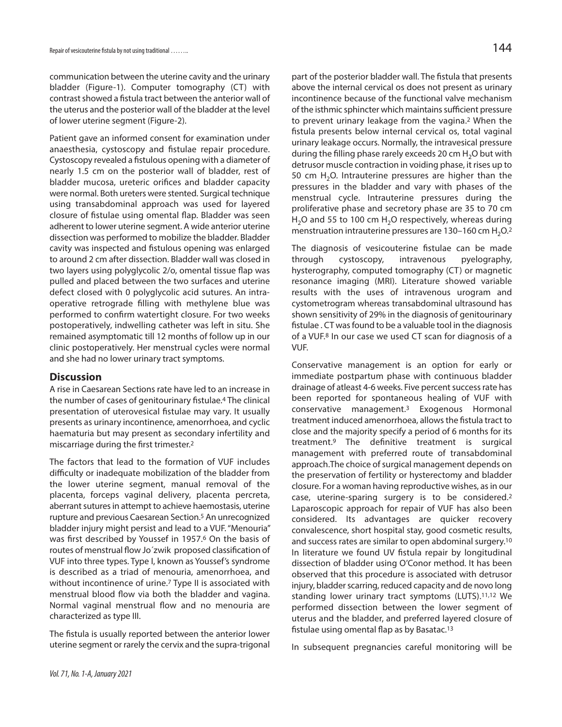communication between the uterine cavity and the urinary bladder (Figure-1). Computer tomography (CT) with contrast showed a fistula tract between the anterior wall of the uterus and the posterior wall of the bladder at the level of lower uterine segment (Figure-2).

Patient gave an informed consent for examination under anaesthesia, cystoscopy and fistulae repair procedure. Cystoscopy revealed a fistulous opening with a diameter of nearly 1.5 cm on the posterior wall of bladder, rest of bladder mucosa, ureteric orifices and bladder capacity were normal. Both ureters were stented. Surgical technique using transabdominal approach was used for layered closure of fistulae using omental flap. Bladder was seen adherent to lower uterine segment. A wide anterior uterine dissection was performed to mobilize the bladder. Bladder cavity was inspected and fistulous opening was enlarged to around 2 cm after dissection. Bladder wall was closed in two layers using polyglycolic 2/o, omental tissue flap was pulled and placed between the two surfaces and uterine defect closed with 0 polyglycolic acid sutures. An intra-operative retrograde filling with methylene blue was performed to confirm watertight closure. For two weeks postoperatively, indwelling catheter was left in situ. She remained asymptomatic till 12 months of follow up in our clinic postoperatively. Her menstrual cycles were normal and she had no lower urinary tract symptoms.

## Discussion

A rise in Caesarean Sections rate have led to an increase in the number of cases of genitourinary fistulae.[4] The clinical presentation of uterovesical fistulae may vary. It usually presents as urinary incontinence, amenorrhoea, and cyclic haematuria but may present as secondary infertility and miscarriage during the first trimester.[2]

The factors that lead to the formation of VUF includes difficulty or inadequate mobilization of the bladder from the lower uterine segment, manual removal of the placenta, forceps vaginal delivery, placenta percreta, aberrant sutures in attempt to achieve haemostasis, uterine rupture and previous Caesarean Section.[5] An unrecognized bladder injury might persist and lead to a VUF. "Menouria" was first described by Youssef in 1957.[6] On the basis of routes of menstrual flow Jo´zwik proposed classification of VUF into three types. Type I, known as Youssef's syndrome is described as a triad of menouria, amenorrhoea, and without incontinence of urine.[7] Type II is associated with menstrual blood flow via both the bladder and vagina. Normal vaginal menstrual flow and no menouria are characterized as type III.

The fistula is usually reported between the anterior lower uterine segment or rarely the cervix and the supra-trigonal part of the posterior bladder wall. The fistula that presents above the internal cervical os does not present as urinary incontinence because of the functional valve mechanism of the isthmic sphincter which maintains sufficient pressure to prevent urinary leakage from the vagina.[2] When the fistula presents below internal cervical os, total vaginal urinary leakage occurs. Normally, the intravesical pressure during the filling phase rarely exceeds 20 cm $H_2O$ but with detrusor muscle contraction in voiding phase, it rises up to 50 cm $H_2O$. Intrauterine pressures are higher than the pressures in the bladder and vary with phases of the menstrual cycle. Intrauterine pressures during the proliferative phase and secretory phase are 35 to 70 cm $H_2O$ and 55 to 100 cm $H_2O$ respectively, whereas during menstruation intrauterine pressures are 130–160 cm $H_2O$.[2]

The diagnosis of vesicouterine fistulae can be made through cystoscopy, intravenous pyelography, hysterography, computed tomography (CT) or magnetic resonance imaging (MRI). Literature showed variable results with the uses of intravenous urogram and cystometrogram whereas transabdominal ultrasound has shown sensitivity of 29% in the diagnosis of genitourinary fistulae . CT was found to be a valuable tool in the diagnosis of a VUF.[8] In our case we used CT scan for diagnosis of a VUF.

Conservative management is an option for early or immediate postpartum phase with continuous bladder drainage of atleast 4-6 weeks. Five percent success rate has been reported for spontaneous healing of VUF with conservative management.[3] Exogenous Hormonal treatment induced amenorrhoea, allows the fistula tract to close and the majority specify a period of 6 months for its treatment.[9] The definitive treatment is surgical management with preferred route of transabdominal approach.The choice of surgical management depends on the preservation of fertility or hysterectomy and bladder closure. For a woman having reproductive wishes, as in our case, uterine-sparing surgery is to be considered.[2] Laparoscopic approach for repair of VUF has also been considered. Its advantages are quicker recovery convalescence, short hospital stay, good cosmetic results, and success rates are similar to open abdominal surgery.[10] In literature we found UV fistula repair by longitudinal dissection of bladder using O'Conor method. It has been observed that this procedure is associated with detrusor injury, bladder scarring, reduced capacity and de novo long standing lower urinary tract symptoms (LUTS).[11,12] We performed dissection between the lower segment of uterus and the bladder, and preferred layered closure of fistulae using omental flap as by Basatac.[13]

In subsequent pregnancies careful monitoring will be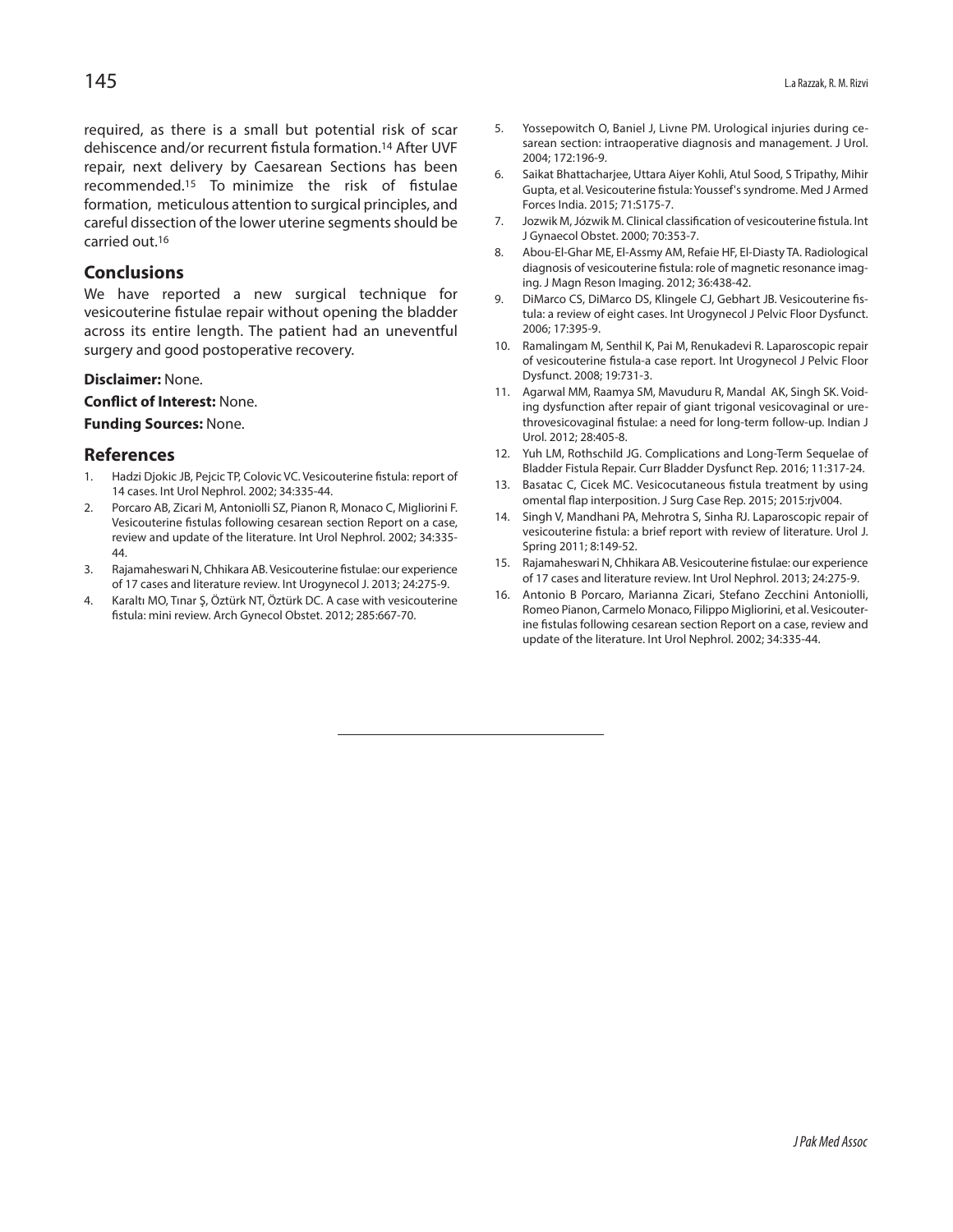required, as there is a small but potential risk of scar dehiscence and/or recurrent fistula formation.[14] After UVF repair, next delivery by Caesarean Sections has been recommended.[15] To minimize the risk of fistulae formation, meticulous attention to surgical principles, and careful dissection of the lower uterine segments should be carried out.[16]

## Conclusions

We have reported a new surgical technique for vesicouterine fistulae repair without opening the bladder across its entire length. The patient had an uneventful surgery and good postoperative recovery.

**Disclaimer:** None.

**Conflict of Interest:** None.

**Funding Sources:** None.

## References

1. Hadzi Djokic JB, Pejcic TP, Colovic VC. Vesicouterine fistula: report of 14 cases. Int Urol Nephrol. 2002; 34:335-44.
2. Porcaro AB, Zicari M, Antoniolli SZ, Pianon R, Monaco C, Migliorini F. Vesicouterine fistulas following cesarean section Report on a case, review and update of the literature. Int Urol Nephrol. 2002; 34:335-44.
3. Rajamaheswari N, Chhikara AB. Vesicouterine fistulae: our experience of 17 cases and literature review. Int Urogynecol J. 2013; 24:275-9.
4. Karaltı MO, Tınar Ş, Öztürk NT, Öztürk DC. A case with vesicouterine fistula: mini review. Arch Gynecol Obstet. 2012; 285:667-70.
5. Yossepowitch O, Baniel J, Livne PM. Urological injuries during cesarean section: intraoperative diagnosis and management. J Urol. 2004; 172:196-9.
6. Saikat Bhattacharjee, Uttara Aiyer Kohli, Atul Sood, S Tripathy, Mihir Gupta, et al. Vesicouterine fistula: Youssef's syndrome. Med J Armed Forces India. 2015; 71:S175-7.
7. Jozwik M, Józwik M. Clinical classification of vesicouterine fistula. Int J Gynaecol Obstet. 2000; 70:353-7.
8. Abou-El-Ghar ME, El-Assmy AM, Refaie HF, El-Diasty TA. Radiological diagnosis of vesicouterine fistula: role of magnetic resonance imaging. J Magn Reson Imaging. 2012; 36:438-42.
9. DiMarco CS, DiMarco DS, Klingele CJ, Gebhart JB. Vesicouterine fistula: a review of eight cases. Int Urogynecol J Pelvic Floor Dysfunct. 2006; 17:395-9.
10. Ramalingam M, Senthil K, Pai M, Renukadevi R. Laparoscopic repair of vesicouterine fistula-a case report. Int Urogynecol J Pelvic Floor Dysfunct. 2008; 19:731-3.
11. Agarwal MM, Raamya SM, Mavuduru R, Mandal AK, Singh SK. Voiding dysfunction after repair of giant trigonal vesicovaginal or urethrovesicovaginal fistulae: a need for long-term follow-up. Indian J Urol. 2012; 28:405-8.
12. Yuh LM, Rothschild JG. Complications and Long-Term Sequelae of Bladder Fistula Repair. Curr Bladder Dysfunct Rep. 2016; 11:317-24.
13. Basatac C, Cicek MC. Vesicocutaneous fistula treatment by using omental flap interposition. J Surg Case Rep. 2015; 2015:rjv004.
14. Singh V, Mandhani PA, Mehrotra S, Sinha RJ. Laparoscopic repair of vesicouterine fistula: a brief report with review of literature. Urol J. Spring 2011; 8:149-52.
15. Rajamaheswari N, Chhikara AB. Vesicouterine fistulae: our experience of 17 cases and literature review. Int Urol Nephrol. 2013; 24:275-9.
16. Antonio B Porcaro, Marianna Zicari, Stefano Zecchini Antoniolli, Romeo Pianon, Carmelo Monaco, Filippo Migliorini, et al. Vesicouterine fistulas following cesarean section Report on a case, review and update of the literature. Int Urol Nephrol. 2002; 34:335-44.